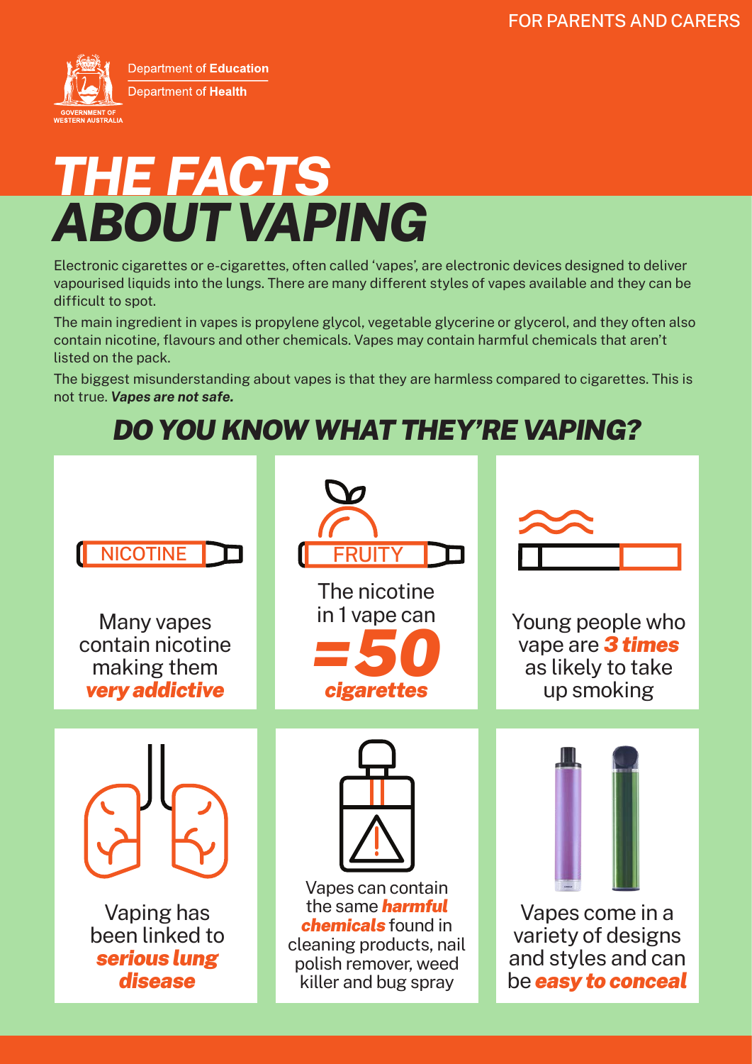FOR PARENTS AND CARERS

Department of **Education**

Department of **Health**

GOVERNMENT OF WESTERN AUSTRALIA

# *THE FACTS ABOUT VAPING*

Electronic cigarettes or e-cigarettes, often called 'vapes', are electronic devices designed to deliver vapourised liquids into the lungs. There are many different styles of vapes available and they can be difficult to spot.

The main ingredient in vapes is propylene glycol, vegetable glycerine or glycerol, and they often also contain nicotine, flavours and other chemicals. Vapes may contain harmful chemicals that aren't listed on the pack.

The biggest misunderstanding about vapes is that they are harmless compared to cigarettes. This is not true. ***Vapes are not safe.***

## *DO YOU KNOW WHAT THEY'RE VAPING?*

NICOTINE

Many vapes contain nicotine making them ***very addictive***

FRUITY

The nicotine in 1 vape can ***=50 cigarettes***

Young people who vape are ***3 times*** as likely to take up smoking

Vaping has been linked to ***serious lung disease***

Vapes can contain the same ***harmful chemicals*** found in cleaning products, nail polish remover, weed killer and bug spray

Vapes come in a variety of designs and styles and can be ***easy to conceal***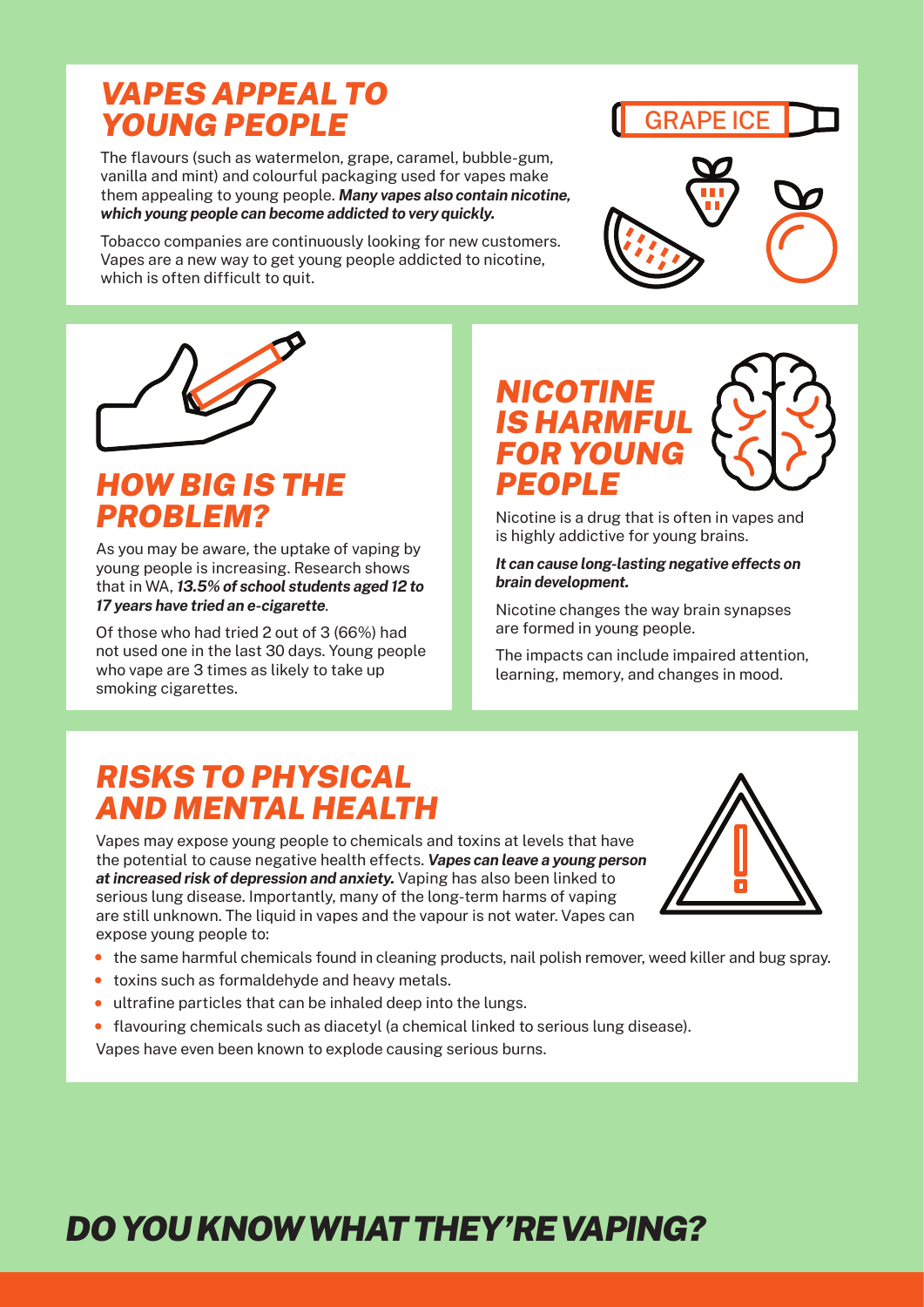## *VAPES APPEAL TO YOUNG PEOPLE*

The flavours (such as watermelon, grape, caramel, bubble-gum, vanilla and mint) and colourful packaging used for vapes make them appealing to young people. ***Many vapes also contain nicotine, which young people can become addicted to very quickly.***

Tobacco companies are continuously looking for new customers. Vapes are a new way to get young people addicted to nicotine, which is often difficult to quit.

GRAPE ICE

## *HOW BIG IS THE PROBLEM?*

As you may be aware, the uptake of vaping by young people is increasing. Research shows that in WA, ***13.5% of school students aged 12 to 17 years have tried an e-cigarette***.

Of those who had tried 2 out of 3 (66%) had not used one in the last 30 days. Young people who vape are 3 times as likely to take up smoking cigarettes.

## *NICOTINE IS HARMFUL FOR YOUNG PEOPLE*

Nicotine is a drug that is often in vapes and is highly addictive for young brains.

***It can cause long-lasting negative effects on brain development.***

Nicotine changes the way brain synapses are formed in young people.

The impacts can include impaired attention, learning, memory, and changes in mood.

## *RISKS TO PHYSICAL AND MENTAL HEALTH*

Vapes may expose young people to chemicals and toxins at levels that have the potential to cause negative health effects. ***Vapes can leave a young person at increased risk of depression and anxiety.*** Vaping has also been linked to serious lung disease. Importantly, many of the long-term harms of vaping are still unknown. The liquid in vapes and the vapour is not water. Vapes can expose young people to:

- the same harmful chemicals found in cleaning products, nail polish remover, weed killer and bug spray.
- toxins such as formaldehyde and heavy metals.
- ultrafine particles that can be inhaled deep into the lungs.
- flavouring chemicals such as diacetyl (a chemical linked to serious lung disease).

Vapes have even been known to explode causing serious burns.

# *DO YOU KNOW WHAT THEY'RE VAPING?*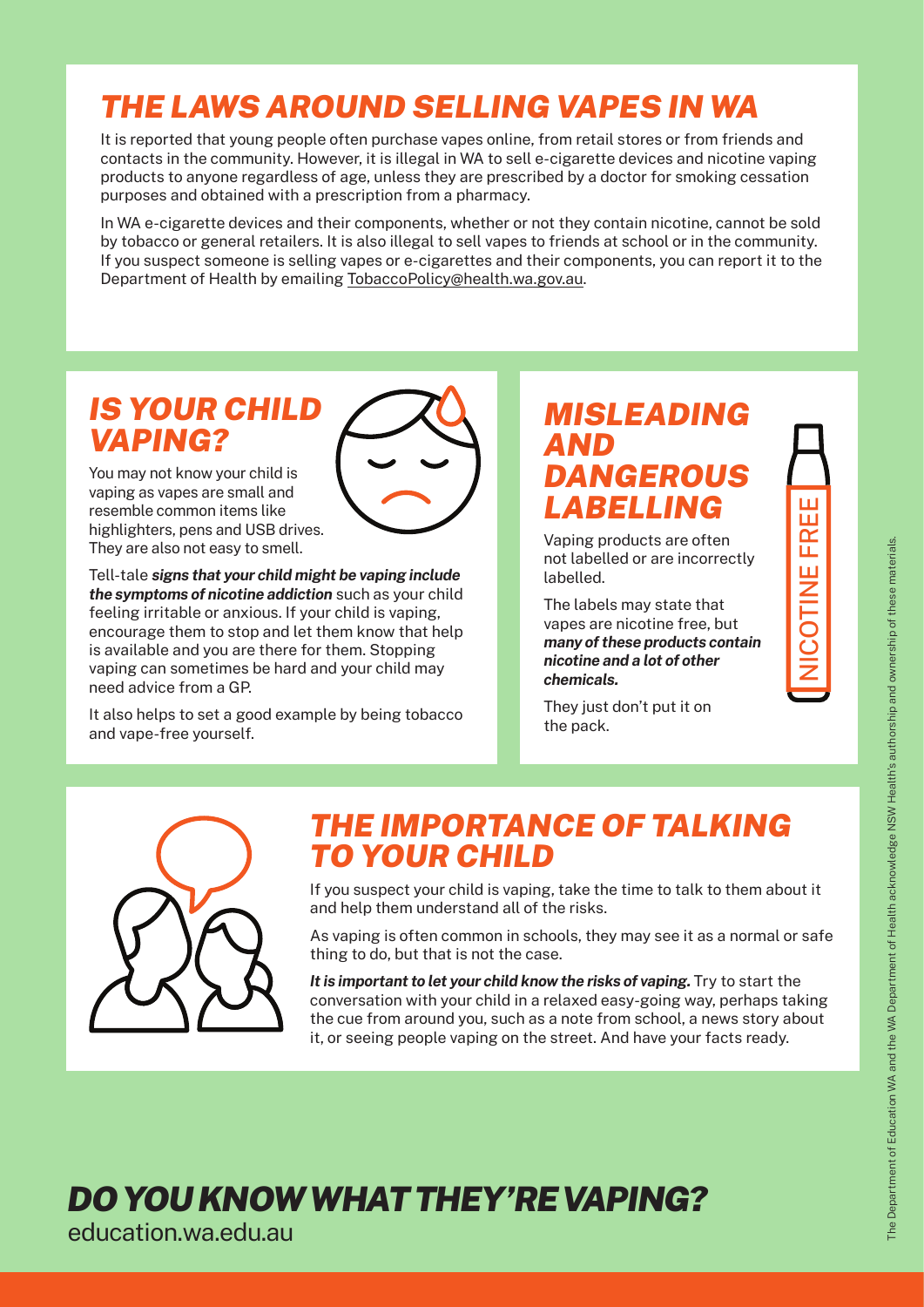## *THE LAWS AROUND SELLING VAPES IN WA*

It is reported that young people often purchase vapes online, from retail stores or from friends and contacts in the community. However, it is illegal in WA to sell e-cigarette devices and nicotine vaping products to anyone regardless of age, unless they are prescribed by a doctor for smoking cessation purposes and obtained with a prescription from a pharmacy.

In WA e-cigarette devices and their components, whether or not they contain nicotine, cannot be sold by tobacco or general retailers. It is also illegal to sell vapes to friends at school or in the community. If you suspect someone is selling vapes or e-cigarettes and their components, you can report it to the Department of Health by emailing TobaccoPolicy@health.wa.gov.au.

## *IS YOUR CHILD VAPING?*

You may not know your child is vaping as vapes are small and resemble common items like highlighters, pens and USB drives. They are also not easy to smell.

Tell-tale ***signs that your child might be vaping include the symptoms of nicotine addiction*** such as your child feeling irritable or anxious. If your child is vaping, encourage them to stop and let them know that help is available and you are there for them. Stopping vaping can sometimes be hard and your child may need advice from a GP.

It also helps to set a good example by being tobacco and vape-free yourself.

## *MISLEADING AND DANGEROUS LABELLING*

Vaping products are often not labelled or are incorrectly labelled.

The labels may state that vapes are nicotine free, but ***many of these products contain nicotine and a lot of other chemicals.***

They just don't put it on the pack.

NICOTINE FREE

## *THE IMPORTANCE OF TALKING TO YOUR CHILD*

If you suspect your child is vaping, take the time to talk to them about it and help them understand all of the risks.

As vaping is often common in schools, they may see it as a normal or safe thing to do, but that is not the case.

***It is important to let your child know the risks of vaping.*** Try to start the conversation with your child in a relaxed easy-going way, perhaps taking the cue from around you, such as a note from school, a news story about it, or seeing people vaping on the street. And have your facts ready.

## *DO YOU KNOW WHAT THEY'RE VAPING?*

education.wa.edu.au

The Department of Education WA and the WA Department of Health acknowledge NSW Health's authorship and ownership of these materials.